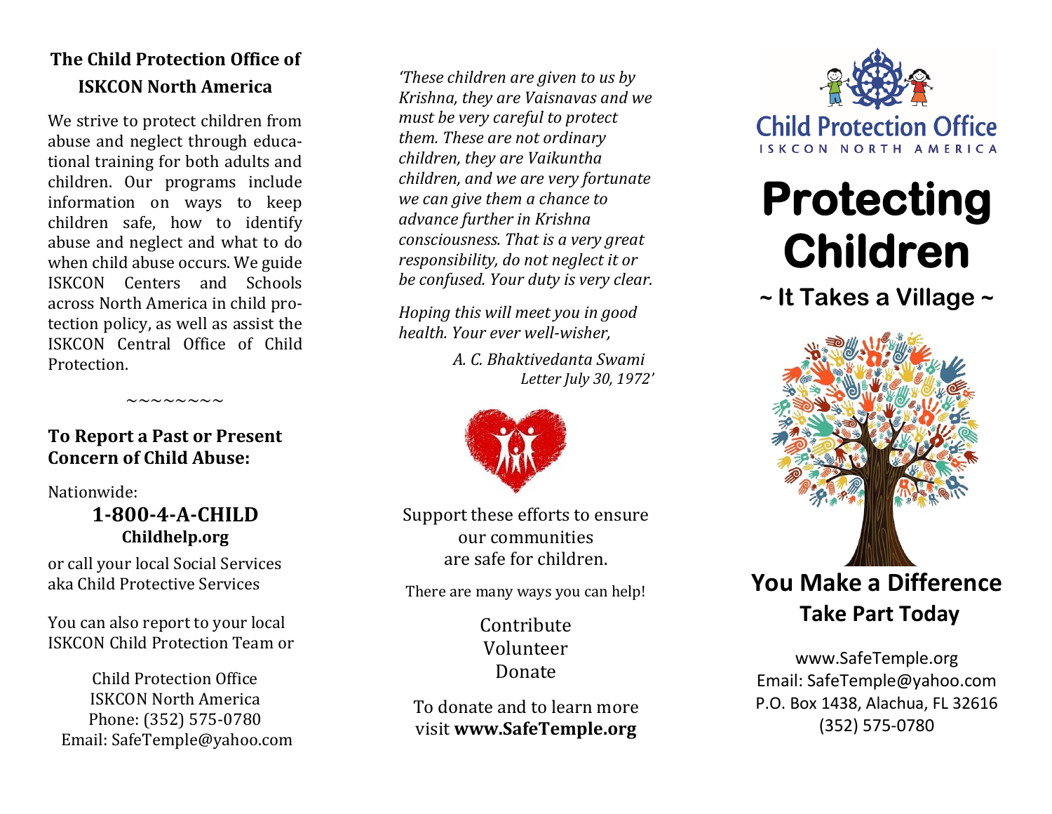## The Child Protection Office of ISKCON North America

We strive to protect children from abuse and neglect through educational training for both adults and children. Our programs include information on ways to keep children safe, how to identify abuse and neglect and what to do when child abuse occurs. We guide ISKCON Centers and Schools across North America in child protection policy, as well as assist the ISKCON Central Office of Child Protection.

~~~~~~~~~

**To Report a Past or Present Concern of Child Abuse:**

Nationwide:

**1-800-4-A-CHILD**
**Childhelp.org**

or call your local Social Services aka Child Protective Services

You can also report to your local ISKCON Child Protection Team or

Child Protection Office
ISKCON North America
Phone: (352) 575-0780
Email: SafeTemple@yahoo.com

*'These children are given to us by Krishna, they are Vaisnavas and we must be very careful to protect them. These are not ordinary children, they are Vaikuntha children, and we are very fortunate we can give them a chance to advance further in Krishna consciousness. That is a very great responsibility, do not neglect it or be confused. Your duty is very clear.*

*Hoping this will meet you in good health. Your ever well-wisher,*

*A. C. Bhaktivedanta Swami*
*Letter July 30, 1972'*

Support these efforts to ensure our communities are safe for children.

There are many ways you can help!

Contribute
Volunteer
Donate

To donate and to learn more visit **www.SafeTemple.org**

Child Protection Office
ISKCON NORTH AMERICA

# Protecting Children

## ~ It Takes a Village ~

## You Make a Difference

### Take Part Today

www.SafeTemple.org
Email: SafeTemple@yahoo.com
P.O. Box 1438, Alachua, FL 32616
(352) 575-0780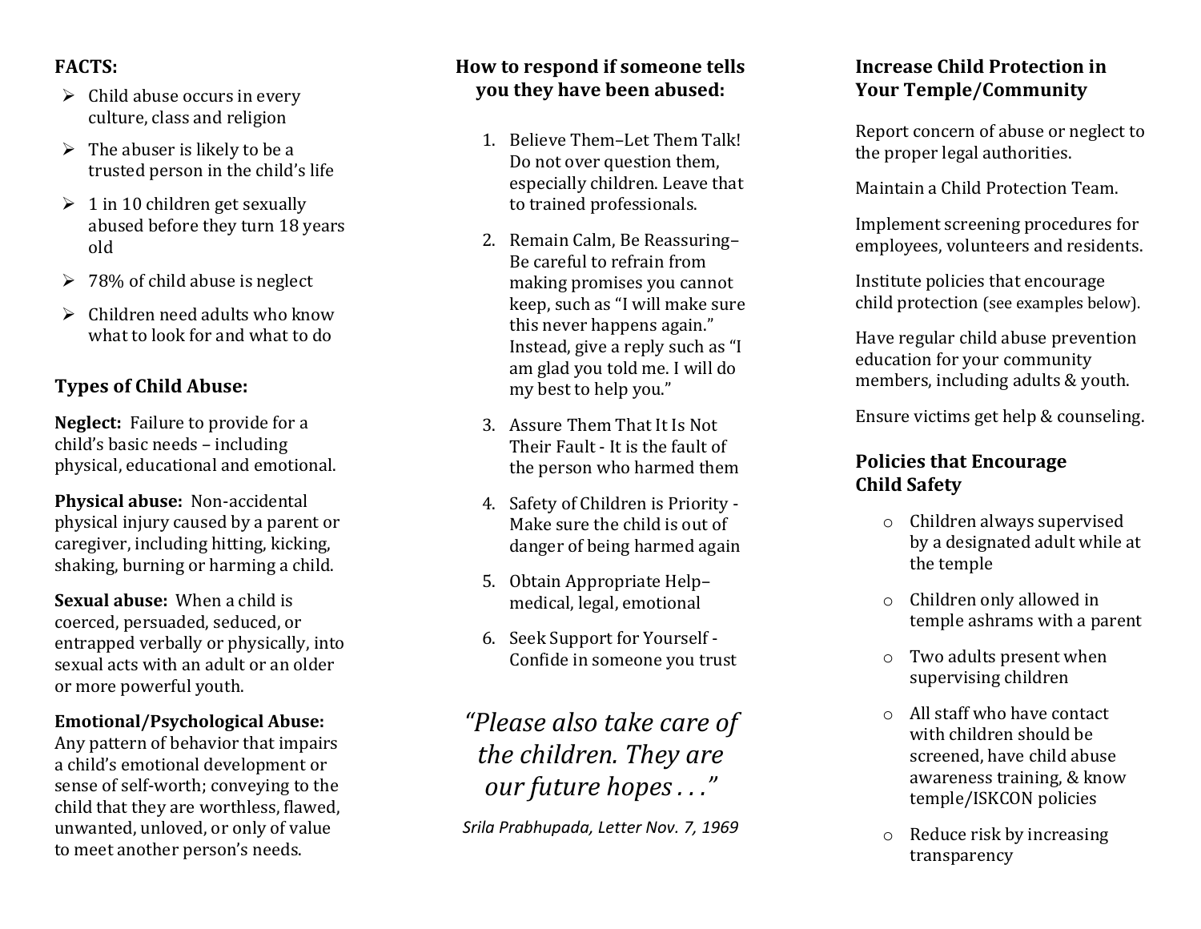**FACTS:**

- Child abuse occurs in every culture, class and religion
- The abuser is likely to be a trusted person in the child's life
- 1 in 10 children get sexually abused before they turn 18 years old
- 78% of child abuse is neglect
- Children need adults who know what to look for and what to do

### Types of Child Abuse:

**Neglect:** Failure to provide for a child's basic needs – including physical, educational and emotional.

**Physical abuse:** Non-accidental physical injury caused by a parent or caregiver, including hitting, kicking, shaking, burning or harming a child.

**Sexual abuse:** When a child is coerced, persuaded, seduced, or entrapped verbally or physically, into sexual acts with an adult or an older or more powerful youth.

**Emotional/Psychological Abuse:** Any pattern of behavior that impairs a child's emotional development or sense of self-worth; conveying to the child that they are worthless, flawed, unwanted, unloved, or only of value to meet another person's needs.

### How to respond if someone tells you they have been abused:

1. Believe Them–Let Them Talk! Do not over question them, especially children. Leave that to trained professionals.
2. Remain Calm, Be Reassuring– Be careful to refrain from making promises you cannot keep, such as "I will make sure this never happens again." Instead, give a reply such as "I am glad you told me. I will do my best to help you."
3. Assure Them That It Is Not Their Fault - It is the fault of the person who harmed them
4. Safety of Children is Priority - Make sure the child is out of danger of being harmed again
5. Obtain Appropriate Help– medical, legal, emotional
6. Seek Support for Yourself - Confide in someone you trust

*"Please also take care of the children. They are our future hopes . . ."*

*Srila Prabhupada, Letter Nov. 7, 1969*

### Increase Child Protection in Your Temple/Community

Report concern of abuse or neglect to the proper legal authorities.

Maintain a Child Protection Team.

Implement screening procedures for employees, volunteers and residents.

Institute policies that encourage child protection (see examples below).

Have regular child abuse prevention education for your community members, including adults & youth.

Ensure victims get help & counseling.

### Policies that Encourage Child Safety

- Children always supervised by a designated adult while at the temple
- Children only allowed in temple ashrams with a parent
- Two adults present when supervising children
- All staff who have contact with children should be screened, have child abuse awareness training, & know temple/ISKCON policies
- Reduce risk by increasing transparency